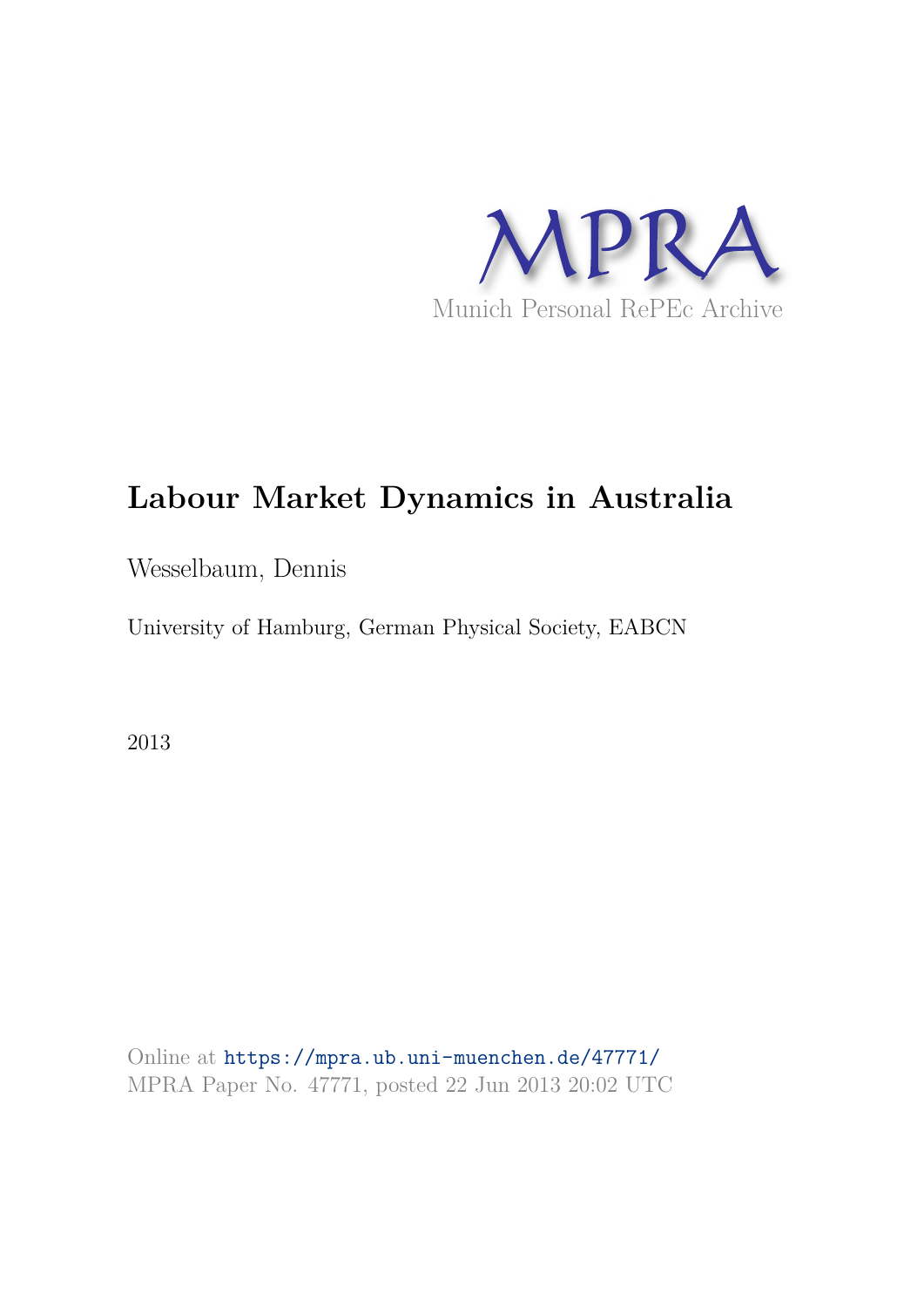MPRA

Munich Personal RePEc Archive

# Labour Market Dynamics in Australia

Wesselbaum, Dennis

University of Hamburg, German Physical Society, EABCN

2013

Online at https://mpra.ub.uni-muenchen.de/47771/
MPRA Paper No. 47771, posted 22 Jun 2013 20:02 UTC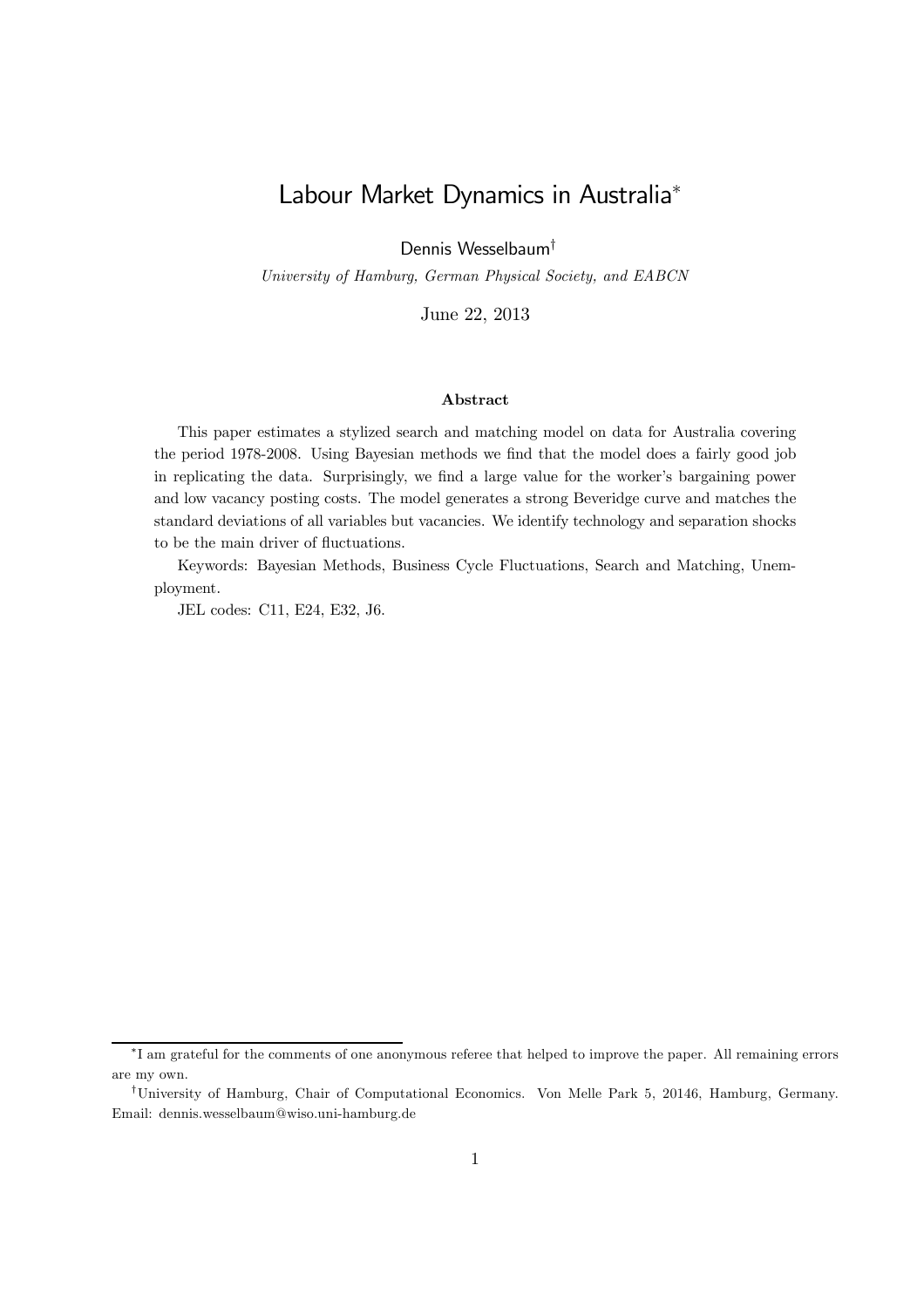# Labour Market Dynamics in Australia[*]

Dennis Wesselbaum[†]

*University of Hamburg, German Physical Society, and EABCN*

June 22, 2013

**Abstract**

This paper estimates a stylized search and matching model on data for Australia covering the period 1978-2008. Using Bayesian methods we find that the model does a fairly good job in replicating the data. Surprisingly, we find a large value for the worker's bargaining power and low vacancy posting costs. The model generates a strong Beveridge curve and matches the standard deviations of all variables but vacancies. We identify technology and separation shocks to be the main driver of fluctuations.

Keywords: Bayesian Methods, Business Cycle Fluctuations, Search and Matching, Unemployment.

JEL codes: C11, E24, E32, J6.

---

[*] I am grateful for the comments of one anonymous referee that helped to improve the paper. All remaining errors are my own.

[†] University of Hamburg, Chair of Computational Economics. Von Melle Park 5, 20146, Hamburg, Germany. Email: dennis.wesselbaum@wiso.uni-hamburg.de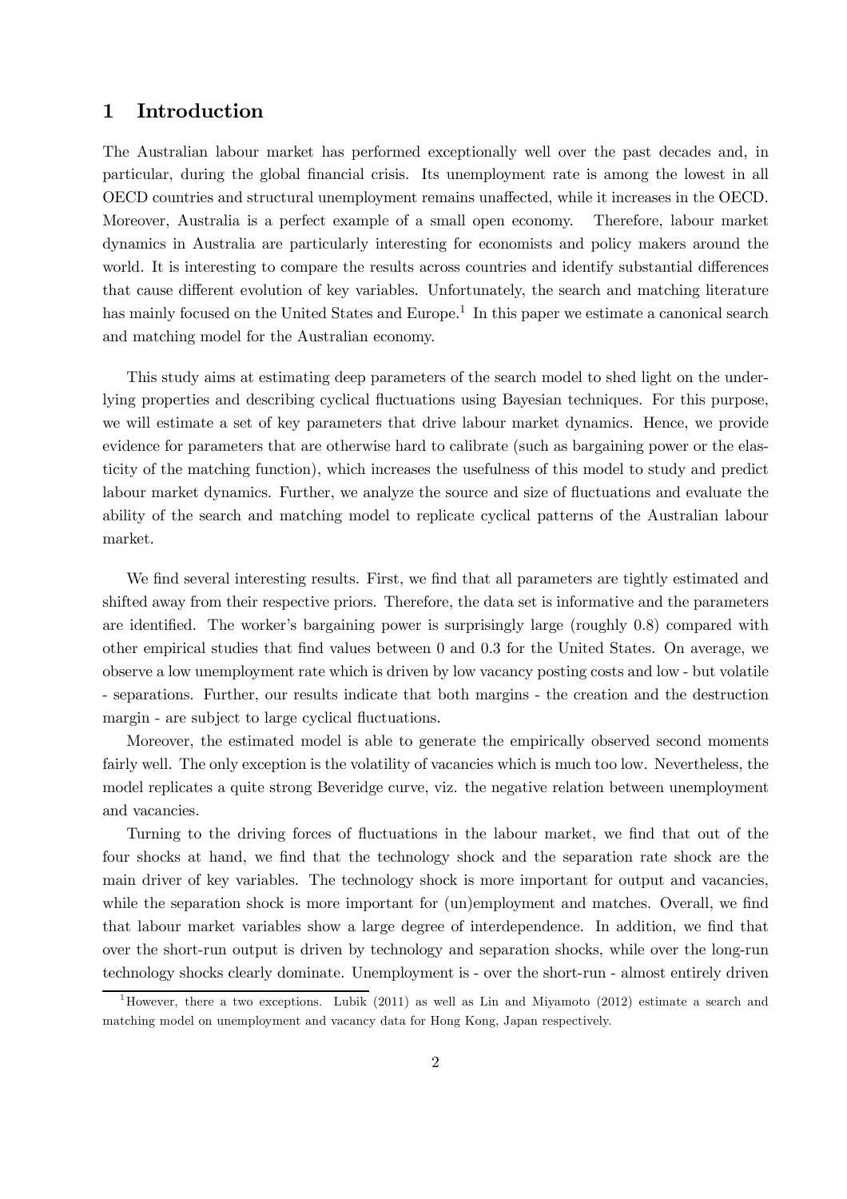# 1 Introduction

The Australian labour market has performed exceptionally well over the past decades and, in particular, during the global financial crisis. Its unemployment rate is among the lowest in all OECD countries and structural unemployment remains unaffected, while it increases in the OECD. Moreover, Australia is a perfect example of a small open economy. Therefore, labour market dynamics in Australia are particularly interesting for economists and policy makers around the world. It is interesting to compare the results across countries and identify substantial differences that cause different evolution of key variables. Unfortunately, the search and matching literature has mainly focused on the United States and Europe.[1] In this paper we estimate a canonical search and matching model for the Australian economy.

This study aims at estimating deep parameters of the search model to shed light on the underlying properties and describing cyclical fluctuations using Bayesian techniques. For this purpose, we will estimate a set of key parameters that drive labour market dynamics. Hence, we provide evidence for parameters that are otherwise hard to calibrate (such as bargaining power or the elasticity of the matching function), which increases the usefulness of this model to study and predict labour market dynamics. Further, we analyze the source and size of fluctuations and evaluate the ability of the search and matching model to replicate cyclical patterns of the Australian labour market.

We find several interesting results. First, we find that all parameters are tightly estimated and shifted away from their respective priors. Therefore, the data set is informative and the parameters are identified. The worker's bargaining power is surprisingly large (roughly 0.8) compared with other empirical studies that find values between 0 and 0.3 for the United States. On average, we observe a low unemployment rate which is driven by low vacancy posting costs and low - but volatile - separations. Further, our results indicate that both margins - the creation and the destruction margin - are subject to large cyclical fluctuations.

Moreover, the estimated model is able to generate the empirically observed second moments fairly well. The only exception is the volatility of vacancies which is much too low. Nevertheless, the model replicates a quite strong Beveridge curve, viz. the negative relation between unemployment and vacancies.

Turning to the driving forces of fluctuations in the labour market, we find that out of the four shocks at hand, we find that the technology shock and the separation rate shock are the main driver of key variables. The technology shock is more important for output and vacancies, while the separation shock is more important for (un)employment and matches. Overall, we find that labour market variables show a large degree of interdependence. In addition, we find that over the short-run output is driven by technology and separation shocks, while over the long-run technology shocks clearly dominate. Unemployment is - over the short-run - almost entirely driven

[1] However, there a two exceptions. Lubik (2011) as well as Lin and Miyamoto (2012) estimate a search and matching model on unemployment and vacancy data for Hong Kong, Japan respectively.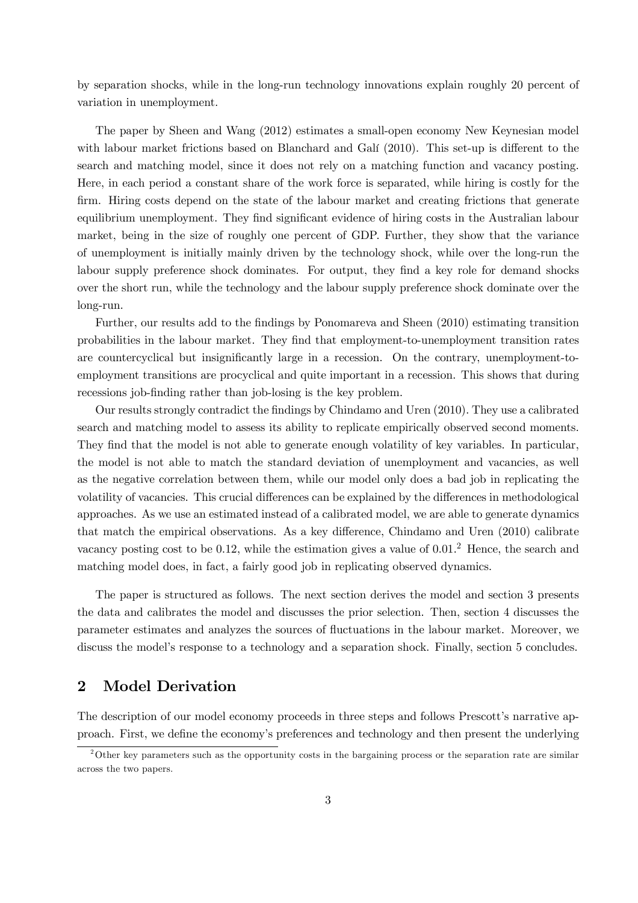by separation shocks, while in the long-run technology innovations explain roughly 20 percent of variation in unemployment.

The paper by Sheen and Wang (2012) estimates a small-open economy New Keynesian model with labour market frictions based on Blanchard and Galí (2010). This set-up is different to the search and matching model, since it does not rely on a matching function and vacancy posting. Here, in each period a constant share of the work force is separated, while hiring is costly for the firm. Hiring costs depend on the state of the labour market and creating frictions that generate equilibrium unemployment. They find significant evidence of hiring costs in the Australian labour market, being in the size of roughly one percent of GDP. Further, they show that the variance of unemployment is initially mainly driven by the technology shock, while over the long-run the labour supply preference shock dominates. For output, they find a key role for demand shocks over the short run, while the technology and the labour supply preference shock dominate over the long-run.

Further, our results add to the findings by Ponomareva and Sheen (2010) estimating transition probabilities in the labour market. They find that employment-to-unemployment transition rates are countercyclical but insignificantly large in a recession. On the contrary, unemployment-to-employment transitions are procyclical and quite important in a recession. This shows that during recessions job-finding rather than job-losing is the key problem.

Our results strongly contradict the findings by Chindamo and Uren (2010). They use a calibrated search and matching model to assess its ability to replicate empirically observed second moments. They find that the model is not able to generate enough volatility of key variables. In particular, the model is not able to match the standard deviation of unemployment and vacancies, as well as the negative correlation between them, while our model only does a bad job in replicating the volatility of vacancies. This crucial differences can be explained by the differences in methodological approaches. As we use an estimated instead of a calibrated model, we are able to generate dynamics that match the empirical observations. As a key difference, Chindamo and Uren (2010) calibrate vacancy posting cost to be 0.12, while the estimation gives a value of 0.01.[2] Hence, the search and matching model does, in fact, a fairly good job in replicating observed dynamics.

The paper is structured as follows. The next section derives the model and section 3 presents the data and calibrates the model and discusses the prior selection. Then, section 4 discusses the parameter estimates and analyzes the sources of fluctuations in the labour market. Moreover, we discuss the model's response to a technology and a separation shock. Finally, section 5 concludes.

## 2 Model Derivation

The description of our model economy proceeds in three steps and follows Prescott's narrative approach. First, we define the economy's preferences and technology and then present the underlying

[2] Other key parameters such as the opportunity costs in the bargaining process or the separation rate are similar across the two papers.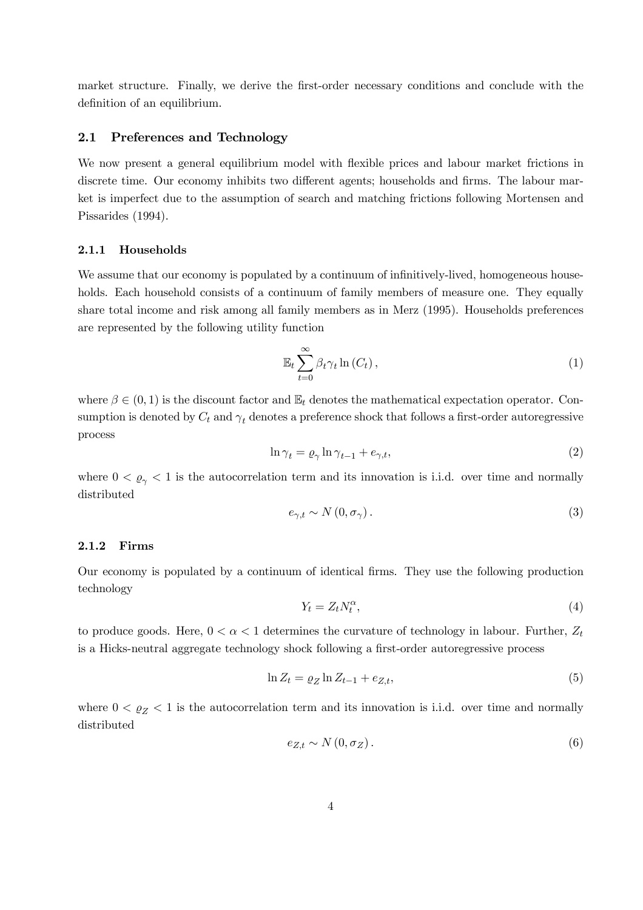market structure. Finally, we derive the first-order necessary conditions and conclude with the definition of an equilibrium.

### 2.1 Preferences and Technology

We now present a general equilibrium model with flexible prices and labour market frictions in discrete time. Our economy inhibits two different agents; households and firms. The labour market is imperfect due to the assumption of search and matching frictions following Mortensen and Pissarides (1994).

#### 2.1.1 Households

We assume that our economy is populated by a continuum of infinitively-lived, homogeneous households. Each household consists of a continuum of family members of measure one. They equally share total income and risk among all family members as in Merz (1995). Households preferences are represented by the following utility function

$$\mathbb{E}_t \sum_{t=0}^{\infty} \beta_t \gamma_t \ln (C_t), \tag{1}$$

where $\beta \in (0, 1)$ is the discount factor and $\mathbb{E}_t$ denotes the mathematical expectation operator. Consumption is denoted by $C_t$ and $\gamma_t$ denotes a preference shock that follows a first-order autoregressive process

$$\ln \gamma_t = \varrho_\gamma \ln \gamma_{t-1} + e_{\gamma,t}, \tag{2}$$

where $0 < \varrho_\gamma < 1$ is the autocorrelation term and its innovation is i.i.d. over time and normally distributed

$$e_{\gamma,t} \sim N(0, \sigma_\gamma). \tag{3}$$

#### 2.1.2 Firms

Our economy is populated by a continuum of identical firms. They use the following production technology

$$Y_t = Z_t N_t^\alpha, \tag{4}$$

to produce goods. Here, $0 < \alpha < 1$ determines the curvature of technology in labour. Further, $Z_t$ is a Hicks-neutral aggregate technology shock following a first-order autoregressive process

$$\ln Z_t = \varrho_Z \ln Z_{t-1} + e_{Z,t}, \tag{5}$$

where $0 < \varrho_Z < 1$ is the autocorrelation term and its innovation is i.i.d. over time and normally distributed

$$e_{Z,t} \sim N(0, \sigma_Z). \tag{6}$$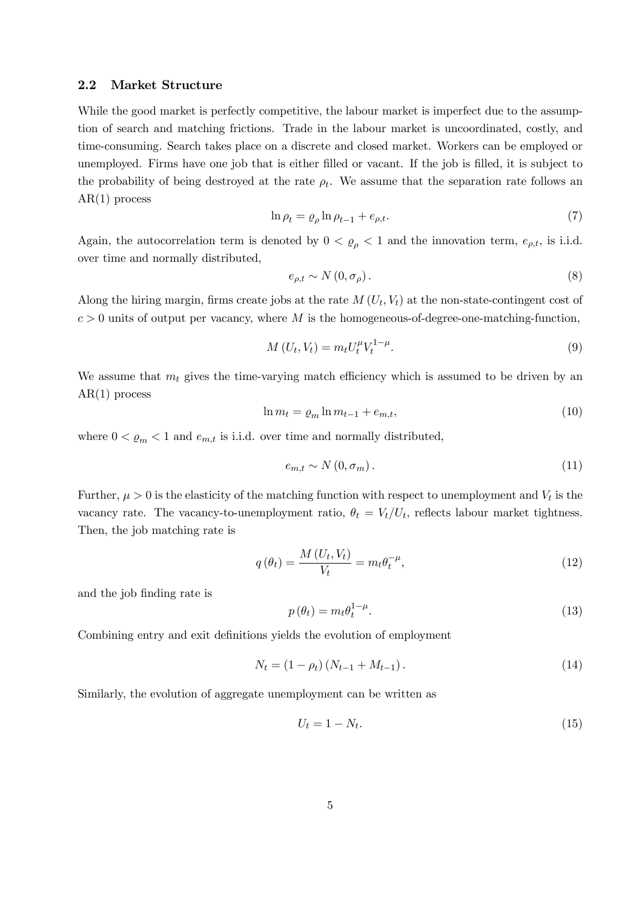### 2.2 Market Structure

While the good market is perfectly competitive, the labour market is imperfect due to the assumption of search and matching frictions. Trade in the labour market is uncoordinated, costly, and time-consuming. Search takes place on a discrete and closed market. Workers can be employed or unemployed. Firms have one job that is either filled or vacant. If the job is filled, it is subject to the probability of being destroyed at the rate $\rho_t$. We assume that the separation rate follows an AR(1) process

$$\ln \rho_t = \varrho_\rho \ln \rho_{t-1} + e_{\rho,t}. \tag{7}$$

Again, the autocorrelation term is denoted by $0 < \varrho_\rho < 1$ and the innovation term, $e_{\rho,t}$, is i.i.d. over time and normally distributed,

$$e_{\rho,t} \sim N(0, \sigma_\rho). \tag{8}$$

Along the hiring margin, firms create jobs at the rate $M(U_t, V_t)$ at the non-state-contingent cost of $c > 0$ units of output per vacancy, where $M$ is the homogeneous-of-degree-one-matching-function,

$$M(U_t, V_t) = m_t U_t^\mu V_t^{1-\mu}. \tag{9}$$

We assume that $m_t$ gives the time-varying match efficiency which is assumed to be driven by an AR(1) process

$$\ln m_t = \varrho_m \ln m_{t-1} + e_{m,t}, \tag{10}$$

where $0 < \varrho_m < 1$ and $e_{m,t}$ is i.i.d. over time and normally distributed,

$$e_{m,t} \sim N(0, \sigma_m). \tag{11}$$

Further, $\mu > 0$ is the elasticity of the matching function with respect to unemployment and $V_t$ is the vacancy rate. The vacancy-to-unemployment ratio, $\theta_t = V_t/U_t$, reflects labour market tightness. Then, the job matching rate is

$$q(\theta_t) = \frac{M(U_t, V_t)}{V_t} = m_t \theta_t^{-\mu}, \tag{12}$$

and the job finding rate is

$$p(\theta_t) = m_t \theta_t^{1-\mu}. \tag{13}$$

Combining entry and exit definitions yields the evolution of employment

$$N_t = (1 - \rho_t)(N_{t-1} + M_{t-1}). \tag{14}$$

Similarly, the evolution of aggregate unemployment can be written as

$$U_t = 1 - N_t. \tag{15}$$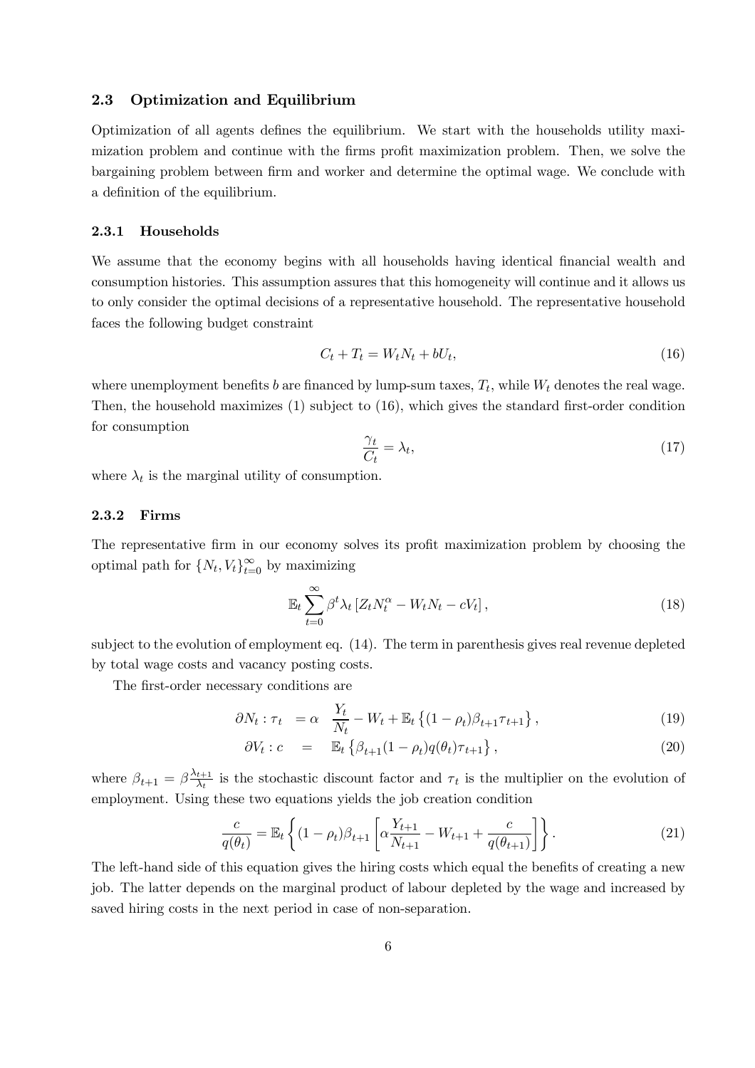### 2.3 Optimization and Equilibrium

Optimization of all agents defines the equilibrium. We start with the households utility maximization problem and continue with the firms profit maximization problem. Then, we solve the bargaining problem between firm and worker and determine the optimal wage. We conclude with a definition of the equilibrium.

#### 2.3.1 Households

We assume that the economy begins with all households having identical financial wealth and consumption histories. This assumption assures that this homogeneity will continue and it allows us to only consider the optimal decisions of a representative household. The representative household faces the following budget constraint

$$C_t + T_t = W_t N_t + bU_t, \tag{16}$$

where unemployment benefits $b$ are financed by lump-sum taxes, $T_t$, while $W_t$ denotes the real wage. Then, the household maximizes (1) subject to (16), which gives the standard first-order condition for consumption

$$\frac{\gamma_t}{C_t} = \lambda_t, \tag{17}$$

where $\lambda_t$ is the marginal utility of consumption.

#### 2.3.2 Firms

The representative firm in our economy solves its profit maximization problem by choosing the optimal path for $\{N_t, V_t\}_{t=0}^{\infty}$ by maximizing

$$\mathbb{E}_t \sum_{t=0}^{\infty} \beta^t \lambda_t \left[ Z_t N_t^{\alpha} - W_t N_t - cV_t \right], \tag{18}$$

subject to the evolution of employment eq. (14). The term in parenthesis gives real revenue depleted by total wage costs and vacancy posting costs.

The first-order necessary conditions are

$$\partial N_t : \tau_t \;=\; \alpha \;\; \frac{Y_t}{N_t} - W_t + \mathbb{E}_t \left\{ (1-\rho_t)\beta_{t+1}\tau_{t+1} \right\}, \tag{19}$$

$$\partial V_t : c \;=\; \mathbb{E}_t \left\{ \beta_{t+1}(1-\rho_t) q(\theta_t) \tau_{t+1} \right\}, \tag{20}$$

where $\beta_{t+1} = \beta \frac{\lambda_{t+1}}{\lambda_t}$ is the stochastic discount factor and $\tau_t$ is the multiplier on the evolution of employment. Using these two equations yields the job creation condition

$$\frac{c}{q(\theta_t)} = \mathbb{E}_t \left\{ (1-\rho_t)\beta_{t+1} \left[ \alpha \frac{Y_{t+1}}{N_{t+1}} - W_{t+1} + \frac{c}{q(\theta_{t+1})} \right] \right\}. \tag{21}$$

The left-hand side of this equation gives the hiring costs which equal the benefits of creating a new job. The latter depends on the marginal product of labour depleted by the wage and increased by saved hiring costs in the next period in case of non-separation.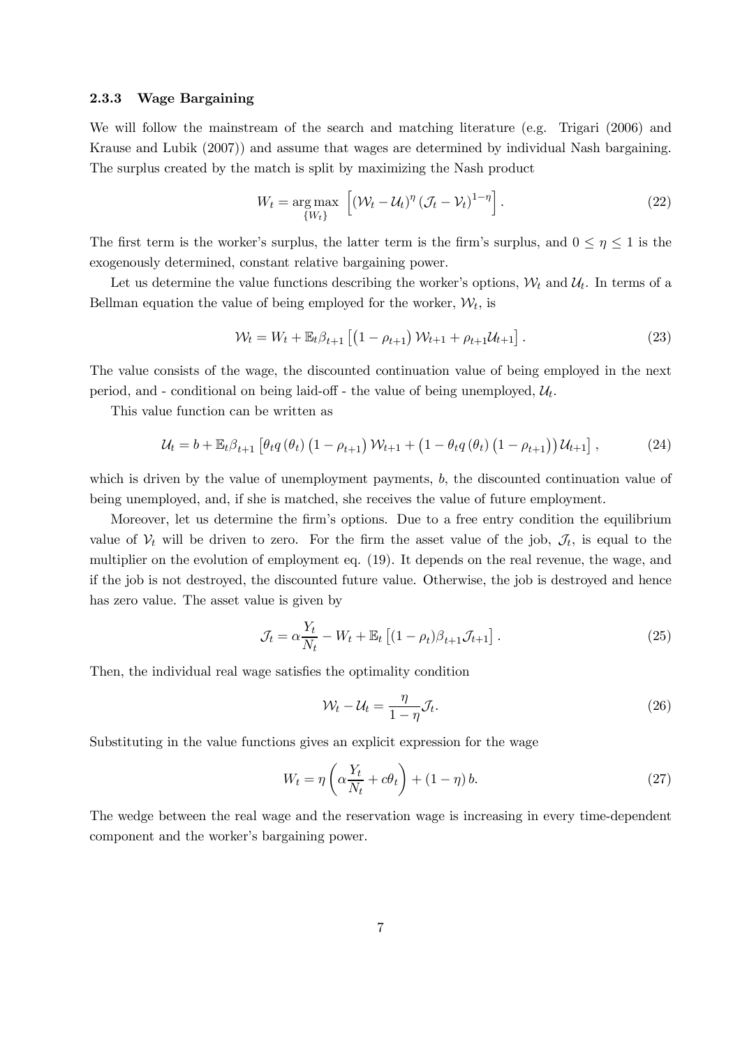#### 2.3.3 Wage Bargaining

We will follow the mainstream of the search and matching literature (e.g. Trigari (2006) and Krause and Lubik (2007)) and assume that wages are determined by individual Nash bargaining. The surplus created by the match is split by maximizing the Nash product

$$W_t = \underset{\{W_t\}}{\arg\max} \left[ (\mathcal{W}_t - \mathcal{U}_t)^{\eta} (\mathcal{J}_t - \mathcal{V}_t)^{1-\eta} \right]. \tag{22}$$

The first term is the worker's surplus, the latter term is the firm's surplus, and $0 \leq \eta \leq 1$ is the exogenously determined, constant relative bargaining power.

Let us determine the value functions describing the worker's options, $\mathcal{W}_t$ and $\mathcal{U}_t$. In terms of a Bellman equation the value of being employed for the worker, $\mathcal{W}_t$, is

$$\mathcal{W}_t = W_t + \mathbb{E}_t \beta_{t+1} \left[ \left(1 - \rho_{t+1}\right) \mathcal{W}_{t+1} + \rho_{t+1} \mathcal{U}_{t+1} \right]. \tag{23}$$

The value consists of the wage, the discounted continuation value of being employed in the next period, and - conditional on being laid-off - the value of being unemployed, $\mathcal{U}_t$.

This value function can be written as

$$\mathcal{U}_t = b + \mathbb{E}_t \beta_{t+1} \left[ \theta_t q\left(\theta_t\right) \left(1 - \rho_{t+1}\right) \mathcal{W}_{t+1} + \left(1 - \theta_t q\left(\theta_t\right) \left(1 - \rho_{t+1}\right)\right) \mathcal{U}_{t+1} \right], \tag{24}$$

which is driven by the value of unemployment payments, $b$, the discounted continuation value of being unemployed, and, if she is matched, she receives the value of future employment.

Moreover, let us determine the firm's options. Due to a free entry condition the equilibrium value of $\mathcal{V}_t$ will be driven to zero. For the firm the asset value of the job, $\mathcal{J}_t$, is equal to the multiplier on the evolution of employment eq. (19). It depends on the real revenue, the wage, and if the job is not destroyed, the discounted future value. Otherwise, the job is destroyed and hence has zero value. The asset value is given by

$$\mathcal{J}_t = \alpha \frac{Y_t}{N_t} - W_t + \mathbb{E}_t \left[ (1 - \rho_t) \beta_{t+1} \mathcal{J}_{t+1} \right]. \tag{25}$$

Then, the individual real wage satisfies the optimality condition

$$\mathcal{W}_t - \mathcal{U}_t = \frac{\eta}{1 - \eta} \mathcal{J}_t. \tag{26}$$

Substituting in the value functions gives an explicit expression for the wage

$$W_t = \eta \left( \alpha \frac{Y_t}{N_t} + c\theta_t \right) + (1 - \eta) b. \tag{27}$$

The wedge between the real wage and the reservation wage is increasing in every time-dependent component and the worker's bargaining power.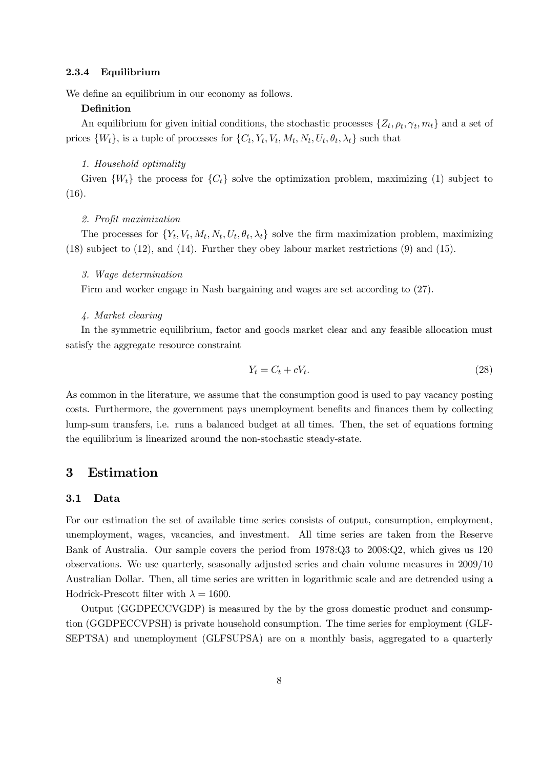### 2.3.4 Equilibrium

We define an equilibrium in our economy as follows.

**Definition**

An equilibrium for given initial conditions, the stochastic processes $\{Z_t, \rho_t, \gamma_t, m_t\}$ and a set of prices $\{W_t\}$, is a tuple of processes for $\{C_t, Y_t, V_t, M_t, N_t, U_t, \theta_t, \lambda_t\}$ such that

*1. Household optimality*

Given $\{W_t\}$ the process for $\{C_t\}$ solve the optimization problem, maximizing (1) subject to (16).

*2. Profit maximization*

The processes for $\{Y_t, V_t, M_t, N_t, U_t, \theta_t, \lambda_t\}$ solve the firm maximization problem, maximizing (18) subject to (12), and (14). Further they obey labour market restrictions (9) and (15).

*3. Wage determination*

Firm and worker engage in Nash bargaining and wages are set according to (27).

*4. Market clearing*

In the symmetric equilibrium, factor and goods market clear and any feasible allocation must satisfy the aggregate resource constraint

$$Y_t = C_t + cV_t. \tag{28}$$

As common in the literature, we assume that the consumption good is used to pay vacancy posting costs. Furthermore, the government pays unemployment benefits and finances them by collecting lump-sum transfers, i.e. runs a balanced budget at all times. Then, the set of equations forming the equilibrium is linearized around the non-stochastic steady-state.

# 3 Estimation

## 3.1 Data

For our estimation the set of available time series consists of output, consumption, employment, unemployment, wages, vacancies, and investment. All time series are taken from the Reserve Bank of Australia. Our sample covers the period from 1978:Q3 to 2008:Q2, which gives us 120 observations. We use quarterly, seasonally adjusted series and chain volume measures in 2009/10 Australian Dollar. Then, all time series are written in logarithmic scale and are detrended using a Hodrick-Prescott filter with $\lambda = 1600$.

Output (GGDPECCVGDP) is measured by the by the gross domestic product and consumption (GGDPECCVPSH) is private household consumption. The time series for employment (GLFSEPTSA) and unemployment (GLFSUPSA) are on a monthly basis, aggregated to a quarterly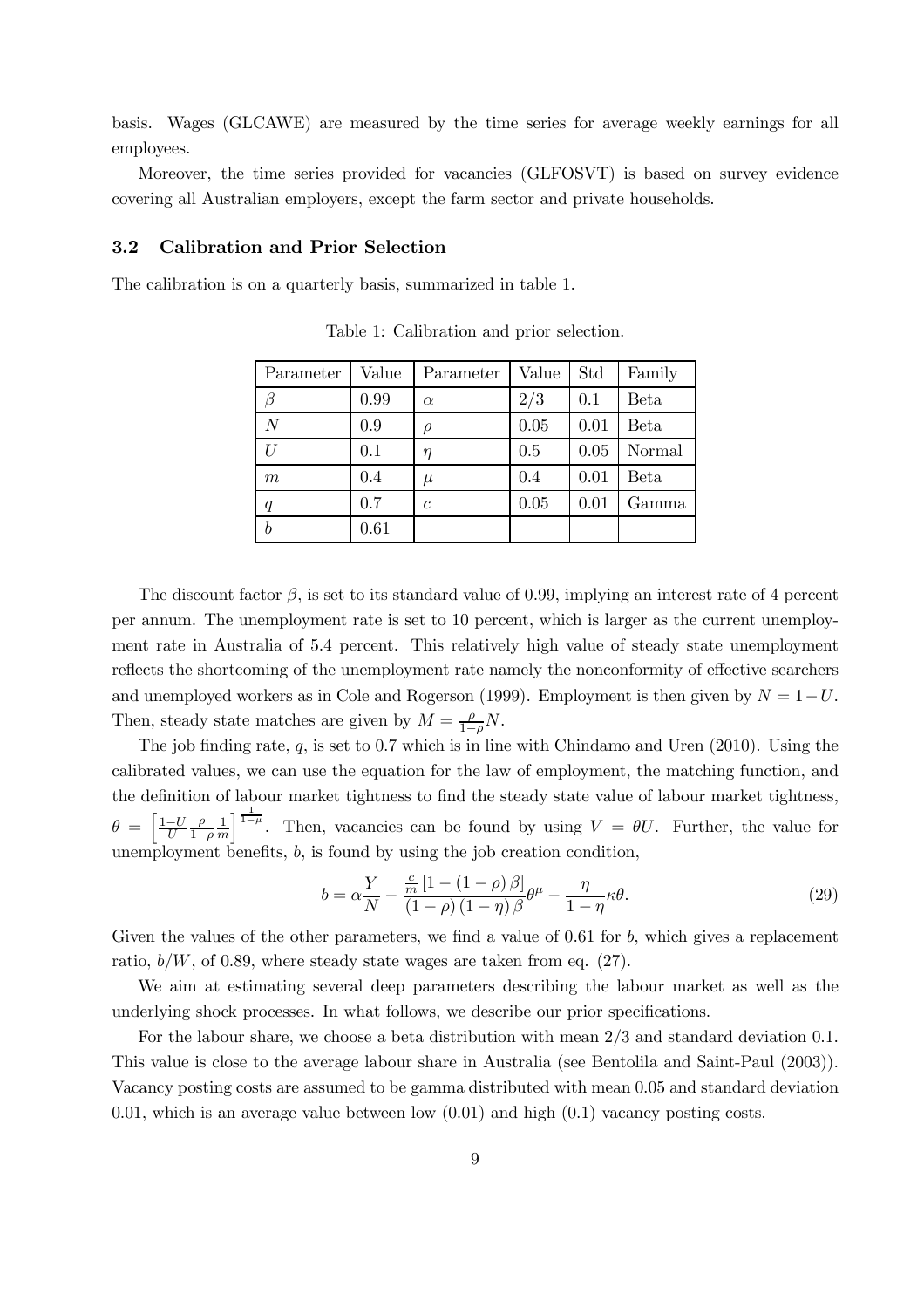basis. Wages (GLCAWE) are measured by the time series for average weekly earnings for all employees.

Moreover, the time series provided for vacancies (GLFOSVT) is based on survey evidence covering all Australian employers, except the farm sector and private households.

### 3.2 Calibration and Prior Selection

The calibration is on a quarterly basis, summarized in table 1.

Table 1: Calibration and prior selection.

| Parameter | Value | Parameter | Value | Std | Family |
|---|---|---|---|---|---|
| $\beta$ | 0.99 | $\alpha$ | 2/3 | 0.1 | Beta |
| $N$ | 0.9 | $\rho$ | 0.05 | 0.01 | Beta |
| $U$ | 0.1 | $\eta$ | 0.5 | 0.05 | Normal |
| $m$ | 0.4 | $\mu$ | 0.4 | 0.01 | Beta |
| $q$ | 0.7 | $c$ | 0.05 | 0.01 | Gamma |
| $b$ | 0.61 | | | | |

The discount factor $\beta$, is set to its standard value of 0.99, implying an interest rate of 4 percent per annum. The unemployment rate is set to 10 percent, which is larger as the current unemployment rate in Australia of 5.4 percent. This relatively high value of steady state unemployment reflects the shortcoming of the unemployment rate namely the nonconformity of effective searchers and unemployed workers as in Cole and Rogerson (1999). Employment is then given by $N = 1-U$. Then, steady state matches are given by $M = \frac{\rho}{1-\rho}N$.

The job finding rate, $q$, is set to 0.7 which is in line with Chindamo and Uren (2010). Using the calibrated values, we can use the equation for the law of employment, the matching function, and the definition of labour market tightness to find the steady state value of labour market tightness, $\theta = \left[\frac{1-U}{U}\frac{\rho}{1-\rho}\frac{1}{m}\right]^{\frac{1}{1-\mu}}$. Then, vacancies can be found by using $V = \theta U$. Further, the value for unemployment benefits, $b$, is found by using the job creation condition,

$$b = \alpha\frac{Y}{N} - \frac{\frac{c}{m}\left[1-(1-\rho)\beta\right]}{(1-\rho)(1-\eta)\beta}\theta^{\mu} - \frac{\eta}{1-\eta}\kappa\theta. \tag{29}$$

Given the values of the other parameters, we find a value of 0.61 for $b$, which gives a replacement ratio, $b/W$, of 0.89, where steady state wages are taken from eq. (27).

We aim at estimating several deep parameters describing the labour market as well as the underlying shock processes. In what follows, we describe our prior specifications.

For the labour share, we choose a beta distribution with mean 2/3 and standard deviation 0.1. This value is close to the average labour share in Australia (see Bentolila and Saint-Paul (2003)). Vacancy posting costs are assumed to be gamma distributed with mean 0.05 and standard deviation 0.01, which is an average value between low (0.01) and high (0.1) vacancy posting costs.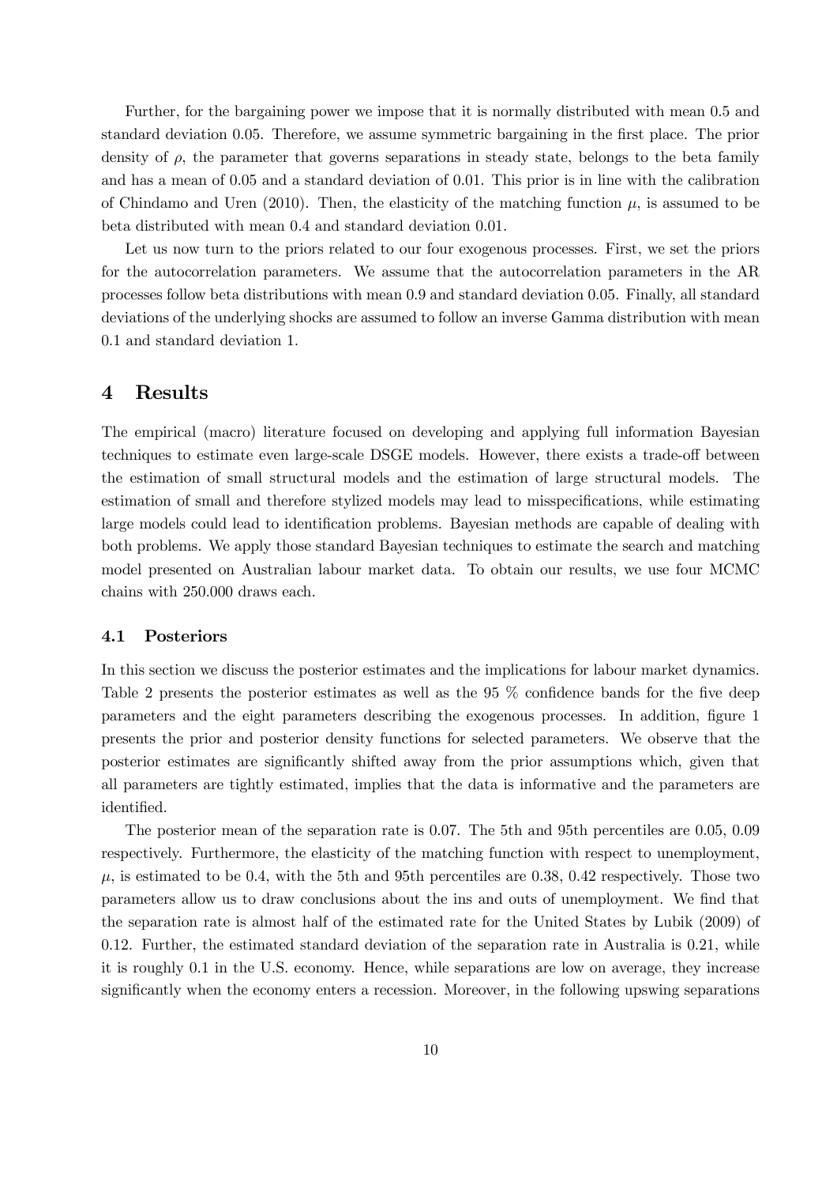Further, for the bargaining power we impose that it is normally distributed with mean 0.5 and standard deviation 0.05. Therefore, we assume symmetric bargaining in the first place. The prior density of $\rho$, the parameter that governs separations in steady state, belongs to the beta family and has a mean of 0.05 and a standard deviation of 0.01. This prior is in line with the calibration of Chindamo and Uren (2010). Then, the elasticity of the matching function $\mu$, is assumed to be beta distributed with mean 0.4 and standard deviation 0.01.

Let us now turn to the priors related to our four exogenous processes. First, we set the priors for the autocorrelation parameters. We assume that the autocorrelation parameters in the AR processes follow beta distributions with mean 0.9 and standard deviation 0.05. Finally, all standard deviations of the underlying shocks are assumed to follow an inverse Gamma distribution with mean 0.1 and standard deviation 1.

## 4 Results

The empirical (macro) literature focused on developing and applying full information Bayesian techniques to estimate even large-scale DSGE models. However, there exists a trade-off between the estimation of small structural models and the estimation of large structural models. The estimation of small and therefore stylized models may lead to misspecifications, while estimating large models could lead to identification problems. Bayesian methods are capable of dealing with both problems. We apply those standard Bayesian techniques to estimate the search and matching model presented on Australian labour market data. To obtain our results, we use four MCMC chains with 250.000 draws each.

### 4.1 Posteriors

In this section we discuss the posterior estimates and the implications for labour market dynamics. Table 2 presents the posterior estimates as well as the 95 % confidence bands for the five deep parameters and the eight parameters describing the exogenous processes. In addition, figure 1 presents the prior and posterior density functions for selected parameters. We observe that the posterior estimates are significantly shifted away from the prior assumptions which, given that all parameters are tightly estimated, implies that the data is informative and the parameters are identified.

The posterior mean of the separation rate is 0.07. The 5th and 95th percentiles are 0.05, 0.09 respectively. Furthermore, the elasticity of the matching function with respect to unemployment, $\mu$, is estimated to be 0.4, with the 5th and 95th percentiles are 0.38, 0.42 respectively. Those two parameters allow us to draw conclusions about the ins and outs of unemployment. We find that the separation rate is almost half of the estimated rate for the United States by Lubik (2009) of 0.12. Further, the estimated standard deviation of the separation rate in Australia is 0.21, while it is roughly 0.1 in the U.S. economy. Hence, while separations are low on average, they increase significantly when the economy enters a recession. Moreover, in the following upswing separations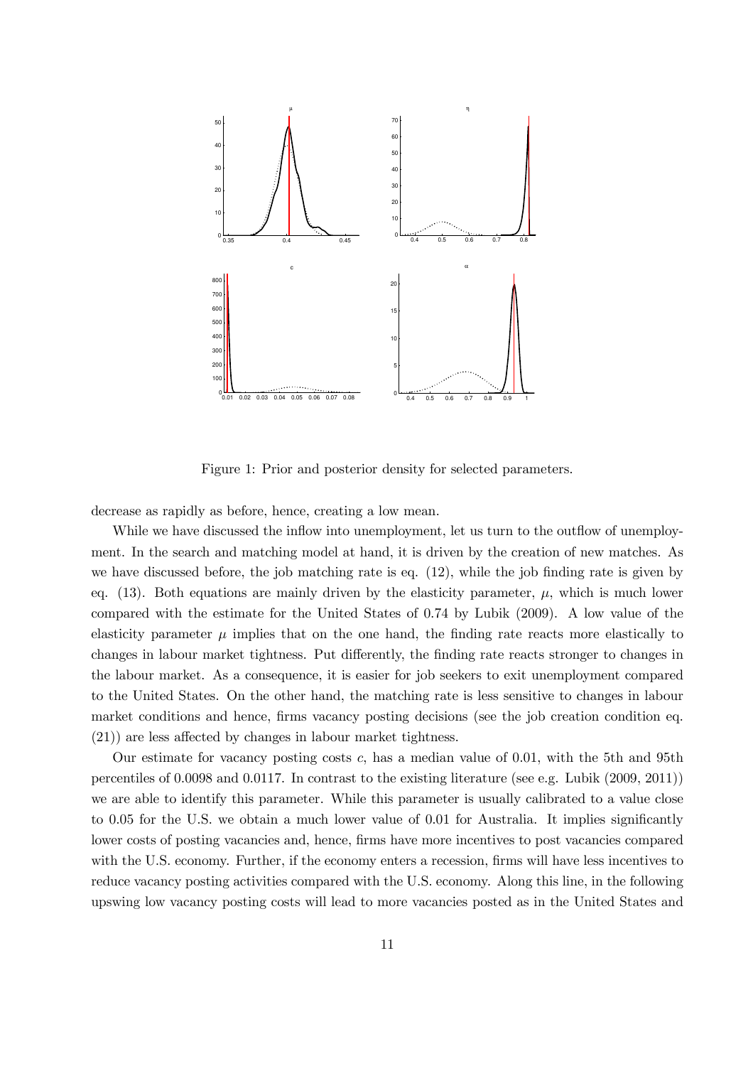Figure 1: Prior and posterior density for selected parameters.

decrease as rapidly as before, hence, creating a low mean.

While we have discussed the inflow into unemployment, let us turn to the outflow of unemployment. In the search and matching model at hand, it is driven by the creation of new matches. As we have discussed before, the job matching rate is eq. (12), while the job finding rate is given by eq. (13). Both equations are mainly driven by the elasticity parameter, $\mu$, which is much lower compared with the estimate for the United States of 0.74 by Lubik (2009). A low value of the elasticity parameter $\mu$ implies that on the one hand, the finding rate reacts more elastically to changes in labour market tightness. Put differently, the finding rate reacts stronger to changes in the labour market. As a consequence, it is easier for job seekers to exit unemployment compared to the United States. On the other hand, the matching rate is less sensitive to changes in labour market conditions and hence, firms vacancy posting decisions (see the job creation condition eq. (21)) are less affected by changes in labour market tightness.

Our estimate for vacancy posting costs $c$, has a median value of 0.01, with the 5th and 95th percentiles of 0.0098 and 0.0117. In contrast to the existing literature (see e.g. Lubik (2009, 2011)) we are able to identify this parameter. While this parameter is usually calibrated to a value close to 0.05 for the U.S. we obtain a much lower value of 0.01 for Australia. It implies significantly lower costs of posting vacancies and, hence, firms have more incentives to post vacancies compared with the U.S. economy. Further, if the economy enters a recession, firms will have less incentives to reduce vacancy posting activities compared with the U.S. economy. Along this line, in the following upswing low vacancy posting costs will lead to more vacancies posted as in the United States and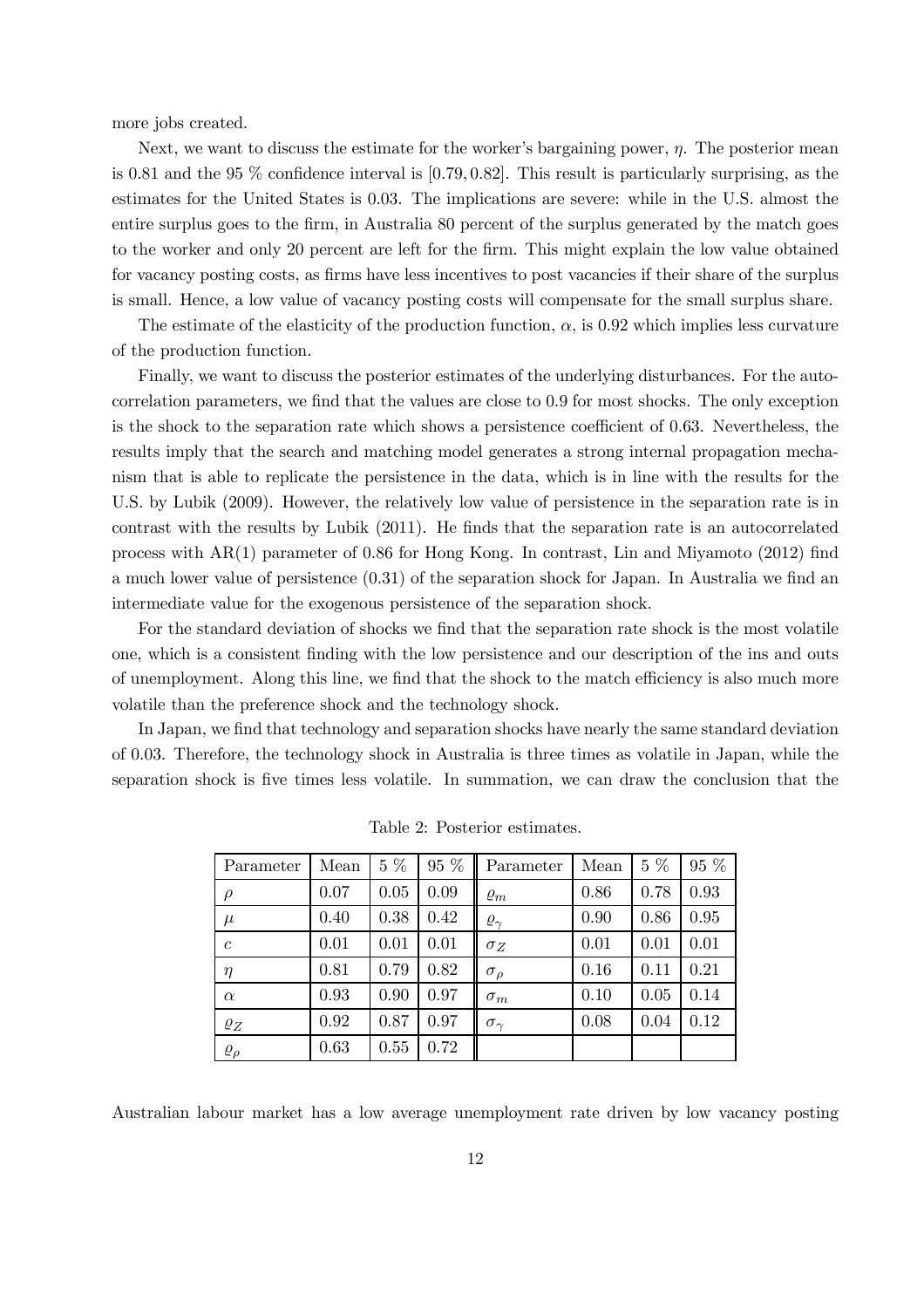more jobs created.

Next, we want to discuss the estimate for the worker's bargaining power, $\eta$. The posterior mean is 0.81 and the 95 % confidence interval is $[0.79, 0.82]$. This result is particularly surprising, as the estimates for the United States is 0.03. The implications are severe: while in the U.S. almost the entire surplus goes to the firm, in Australia 80 percent of the surplus generated by the match goes to the worker and only 20 percent are left for the firm. This might explain the low value obtained for vacancy posting costs, as firms have less incentives to post vacancies if their share of the surplus is small. Hence, a low value of vacancy posting costs will compensate for the small surplus share.

The estimate of the elasticity of the production function, $\alpha$, is 0.92 which implies less curvature of the production function.

Finally, we want to discuss the posterior estimates of the underlying disturbances. For the autocorrelation parameters, we find that the values are close to 0.9 for most shocks. The only exception is the shock to the separation rate which shows a persistence coefficient of 0.63. Nevertheless, the results imply that the search and matching model generates a strong internal propagation mechanism that is able to replicate the persistence in the data, which is in line with the results for the U.S. by Lubik (2009). However, the relatively low value of persistence in the separation rate is in contrast with the results by Lubik (2011). He finds that the separation rate is an autocorrelated process with AR(1) parameter of 0.86 for Hong Kong. In contrast, Lin and Miyamoto (2012) find a much lower value of persistence (0.31) of the separation shock for Japan. In Australia we find an intermediate value for the exogenous persistence of the separation shock.

For the standard deviation of shocks we find that the separation rate shock is the most volatile one, which is a consistent finding with the low persistence and our description of the ins and outs of unemployment. Along this line, we find that the shock to the match efficiency is also much more volatile than the preference shock and the technology shock.

In Japan, we find that technology and separation shocks have nearly the same standard deviation of 0.03. Therefore, the technology shock in Australia is three times as volatile in Japan, while the separation shock is five times less volatile. In summation, we can draw the conclusion that the

Table 2: Posterior estimates.

| Parameter | Mean | 5 % | 95 % | Parameter | Mean | 5 % | 95 % |
|---|---|---|---|---|---|---|---|
| $\rho$ | 0.07 | 0.05 | 0.09 | $\varrho_m$ | 0.86 | 0.78 | 0.93 |
| $\mu$ | 0.40 | 0.38 | 0.42 | $\varrho_\gamma$ | 0.90 | 0.86 | 0.95 |
| $c$ | 0.01 | 0.01 | 0.01 | $\sigma_Z$ | 0.01 | 0.01 | 0.01 |
| $\eta$ | 0.81 | 0.79 | 0.82 | $\sigma_\rho$ | 0.16 | 0.11 | 0.21 |
| $\alpha$ | 0.93 | 0.90 | 0.97 | $\sigma_m$ | 0.10 | 0.05 | 0.14 |
| $\varrho_Z$ | 0.92 | 0.87 | 0.97 | $\sigma_\gamma$ | 0.08 | 0.04 | 0.12 |
| $\varrho_\rho$ | 0.63 | 0.55 | 0.72 | | | | |

Australian labour market has a low average unemployment rate driven by low vacancy posting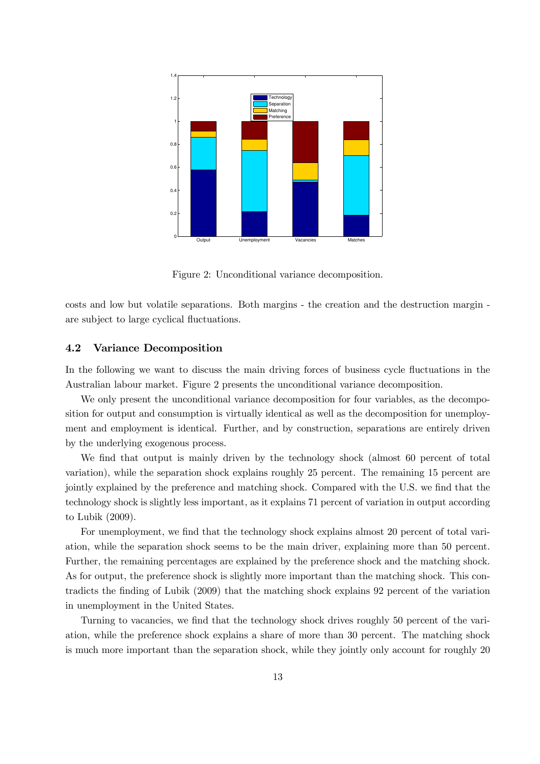Figure 2: Unconditional variance decomposition.

costs and low but volatile separations. Both margins - the creation and the destruction margin - are subject to large cyclical fluctuations.

### 4.2 Variance Decomposition

In the following we want to discuss the main driving forces of business cycle fluctuations in the Australian labour market. Figure 2 presents the unconditional variance decomposition.

We only present the unconditional variance decomposition for four variables, as the decomposition for output and consumption is virtually identical as well as the decomposition for unemployment and employment is identical. Further, and by construction, separations are entirely driven by the underlying exogenous process.

We find that output is mainly driven by the technology shock (almost 60 percent of total variation), while the separation shock explains roughly 25 percent. The remaining 15 percent are jointly explained by the preference and matching shock. Compared with the U.S. we find that the technology shock is slightly less important, as it explains 71 percent of variation in output according to Lubik (2009).

For unemployment, we find that the technology shock explains almost 20 percent of total variation, while the separation shock seems to be the main driver, explaining more than 50 percent. Further, the remaining percentages are explained by the preference shock and the matching shock. As for output, the preference shock is slightly more important than the matching shock. This contradicts the finding of Lubik (2009) that the matching shock explains 92 percent of the variation in unemployment in the United States.

Turning to vacancies, we find that the technology shock drives roughly 50 percent of the variation, while the preference shock explains a share of more than 30 percent. The matching shock is much more important than the separation shock, while they jointly only account for roughly 20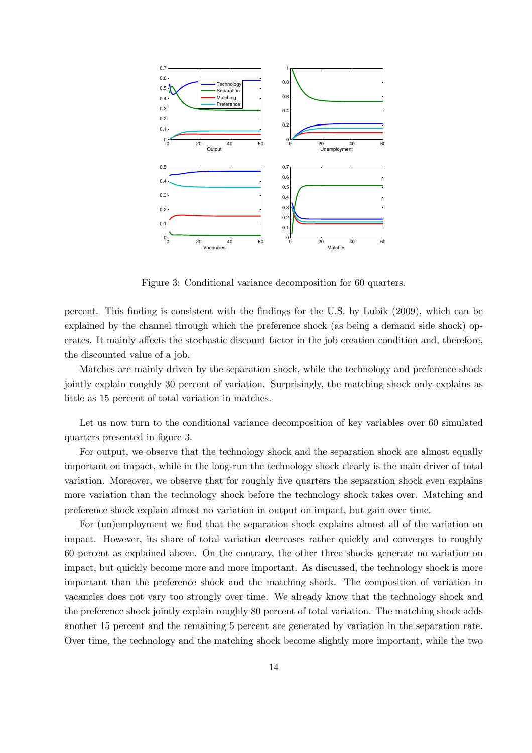Figure 3: Conditional variance decomposition for 60 quarters.

percent. This finding is consistent with the findings for the U.S. by Lubik (2009), which can be explained by the channel through which the preference shock (as being a demand side shock) operates. It mainly affects the stochastic discount factor in the job creation condition and, therefore, the discounted value of a job.

Matches are mainly driven by the separation shock, while the technology and preference shock jointly explain roughly 30 percent of variation. Surprisingly, the matching shock only explains as little as 15 percent of total variation in matches.

Let us now turn to the conditional variance decomposition of key variables over 60 simulated quarters presented in figure 3.

For output, we observe that the technology shock and the separation shock are almost equally important on impact, while in the long-run the technology shock clearly is the main driver of total variation. Moreover, we observe that for roughly five quarters the separation shock even explains more variation than the technology shock before the technology shock takes over. Matching and preference shock explain almost no variation in output on impact, but gain over time.

For (un)employment we find that the separation shock explains almost all of the variation on impact. However, its share of total variation decreases rather quickly and converges to roughly 60 percent as explained above. On the contrary, the other three shocks generate no variation on impact, but quickly become more and more important. As discussed, the technology shock is more important than the preference shock and the matching shock. The composition of variation in vacancies does not vary too strongly over time. We already know that the technology shock and the preference shock jointly explain roughly 80 percent of total variation. The matching shock adds another 15 percent and the remaining 5 percent are generated by variation in the separation rate. Over time, the technology and the matching shock become slightly more important, while the two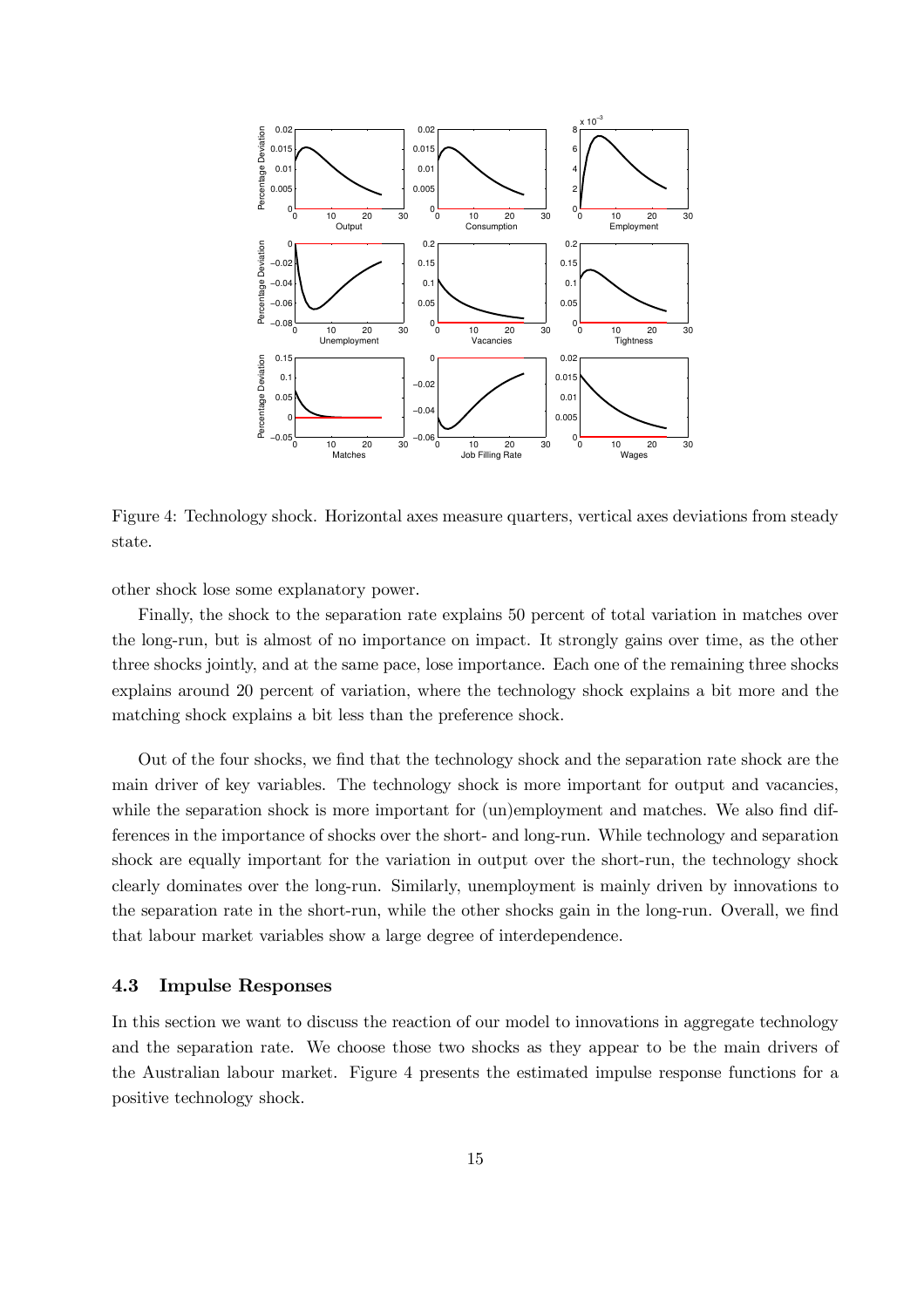Figure 4: Technology shock. Horizontal axes measure quarters, vertical axes deviations from steady state.

other shock lose some explanatory power.

Finally, the shock to the separation rate explains 50 percent of total variation in matches over the long-run, but is almost of no importance on impact. It strongly gains over time, as the other three shocks jointly, and at the same pace, lose importance. Each one of the remaining three shocks explains around 20 percent of variation, where the technology shock explains a bit more and the matching shock explains a bit less than the preference shock.

Out of the four shocks, we find that the technology shock and the separation rate shock are the main driver of key variables. The technology shock is more important for output and vacancies, while the separation shock is more important for (un)employment and matches. We also find differences in the importance of shocks over the short- and long-run. While technology and separation shock are equally important for the variation in output over the short-run, the technology shock clearly dominates over the long-run. Similarly, unemployment is mainly driven by innovations to the separation rate in the short-run, while the other shocks gain in the long-run. Overall, we find that labour market variables show a large degree of interdependence.

### 4.3 Impulse Responses

In this section we want to discuss the reaction of our model to innovations in aggregate technology and the separation rate. We choose those two shocks as they appear to be the main drivers of the Australian labour market. Figure 4 presents the estimated impulse response functions for a positive technology shock.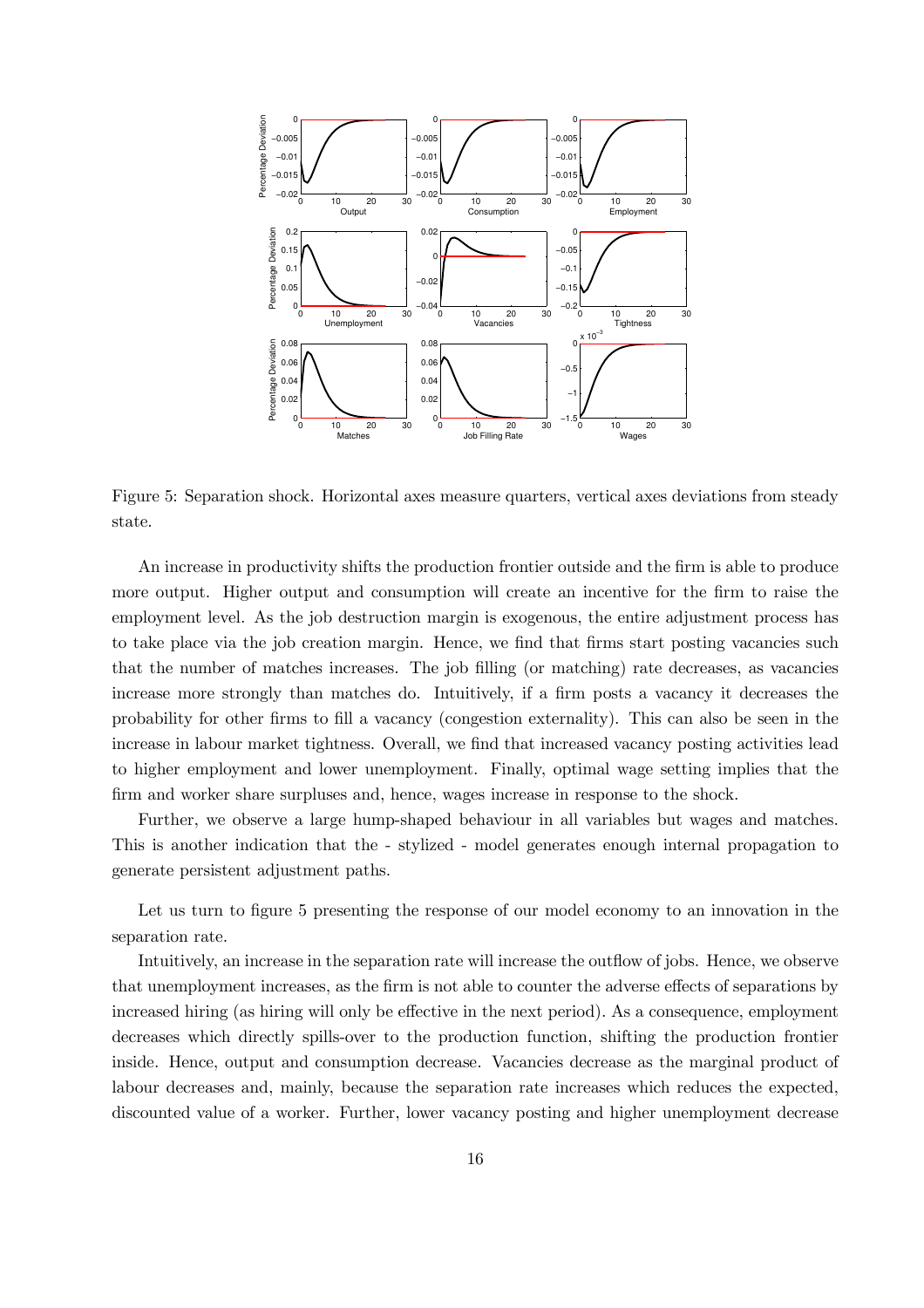Figure 5: Separation shock. Horizontal axes measure quarters, vertical axes deviations from steady state.

An increase in productivity shifts the production frontier outside and the firm is able to produce more output. Higher output and consumption will create an incentive for the firm to raise the employment level. As the job destruction margin is exogenous, the entire adjustment process has to take place via the job creation margin. Hence, we find that firms start posting vacancies such that the number of matches increases. The job filling (or matching) rate decreases, as vacancies increase more strongly than matches do. Intuitively, if a firm posts a vacancy it decreases the probability for other firms to fill a vacancy (congestion externality). This can also be seen in the increase in labour market tightness. Overall, we find that increased vacancy posting activities lead to higher employment and lower unemployment. Finally, optimal wage setting implies that the firm and worker share surpluses and, hence, wages increase in response to the shock.

Further, we observe a large hump-shaped behaviour in all variables but wages and matches. This is another indication that the - stylized - model generates enough internal propagation to generate persistent adjustment paths.

Let us turn to figure 5 presenting the response of our model economy to an innovation in the separation rate.

Intuitively, an increase in the separation rate will increase the outflow of jobs. Hence, we observe that unemployment increases, as the firm is not able to counter the adverse effects of separations by increased hiring (as hiring will only be effective in the next period). As a consequence, employment decreases which directly spills-over to the production function, shifting the production frontier inside. Hence, output and consumption decrease. Vacancies decrease as the marginal product of labour decreases and, mainly, because the separation rate increases which reduces the expected, discounted value of a worker. Further, lower vacancy posting and higher unemployment decrease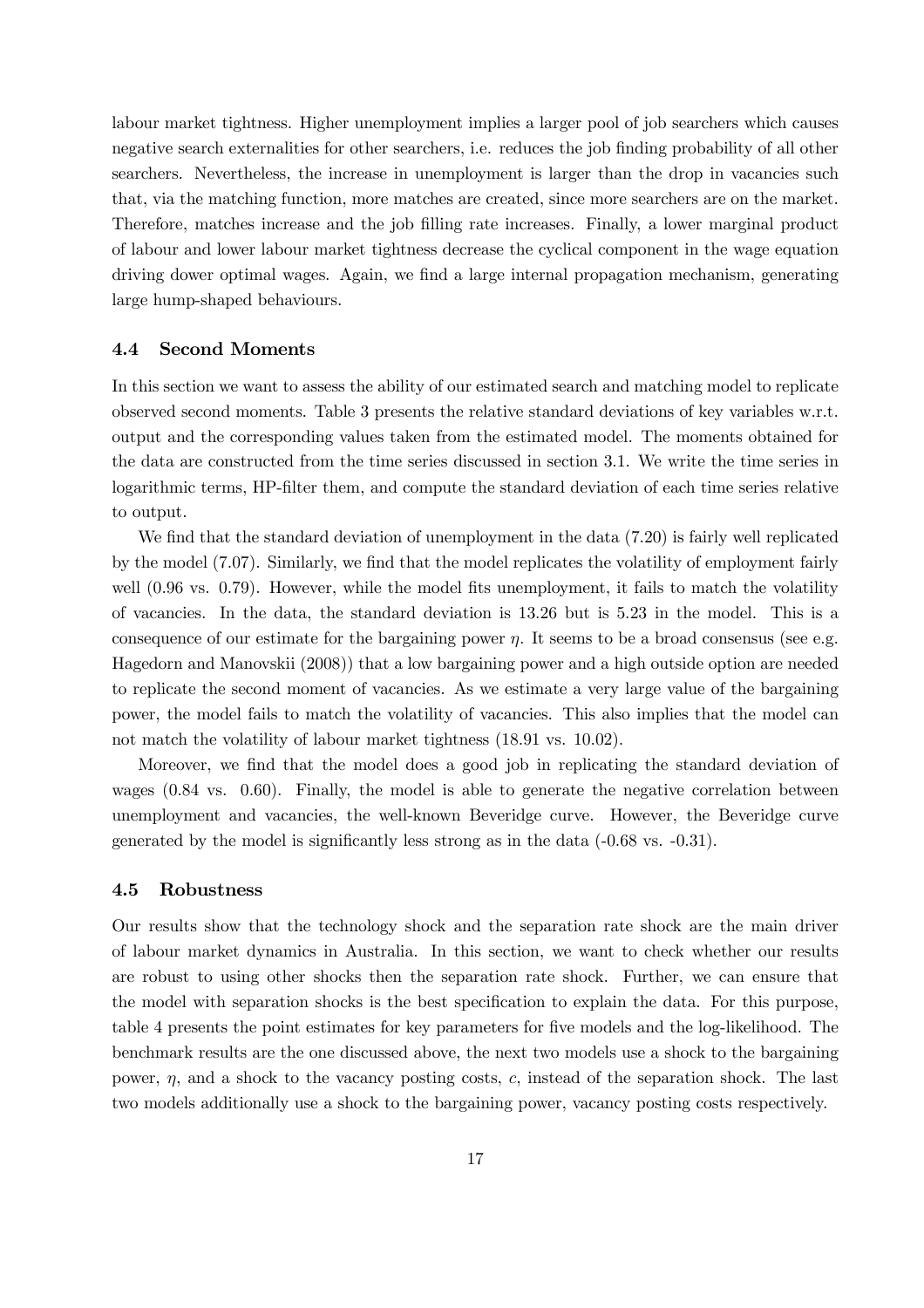labour market tightness. Higher unemployment implies a larger pool of job searchers which causes negative search externalities for other searchers, i.e. reduces the job finding probability of all other searchers. Nevertheless, the increase in unemployment is larger than the drop in vacancies such that, via the matching function, more matches are created, since more searchers are on the market. Therefore, matches increase and the job filling rate increases. Finally, a lower marginal product of labour and lower labour market tightness decrease the cyclical component in the wage equation driving dower optimal wages. Again, we find a large internal propagation mechanism, generating large hump-shaped behaviours.

### 4.4 Second Moments

In this section we want to assess the ability of our estimated search and matching model to replicate observed second moments. Table 3 presents the relative standard deviations of key variables w.r.t. output and the corresponding values taken from the estimated model. The moments obtained for the data are constructed from the time series discussed in section 3.1. We write the time series in logarithmic terms, HP-filter them, and compute the standard deviation of each time series relative to output.

We find that the standard deviation of unemployment in the data (7.20) is fairly well replicated by the model (7.07). Similarly, we find that the model replicates the volatility of employment fairly well (0.96 vs. 0.79). However, while the model fits unemployment, it fails to match the volatility of vacancies. In the data, the standard deviation is 13.26 but is 5.23 in the model. This is a consequence of our estimate for the bargaining power $\eta$. It seems to be a broad consensus (see e.g. Hagedorn and Manovskii (2008)) that a low bargaining power and a high outside option are needed to replicate the second moment of vacancies. As we estimate a very large value of the bargaining power, the model fails to match the volatility of vacancies. This also implies that the model can not match the volatility of labour market tightness (18.91 vs. 10.02).

Moreover, we find that the model does a good job in replicating the standard deviation of wages (0.84 vs. 0.60). Finally, the model is able to generate the negative correlation between unemployment and vacancies, the well-known Beveridge curve. However, the Beveridge curve generated by the model is significantly less strong as in the data (-0.68 vs. -0.31).

### 4.5 Robustness

Our results show that the technology shock and the separation rate shock are the main driver of labour market dynamics in Australia. In this section, we want to check whether our results are robust to using other shocks then the separation rate shock. Further, we can ensure that the model with separation shocks is the best specification to explain the data. For this purpose, table 4 presents the point estimates for key parameters for five models and the log-likelihood. The benchmark results are the one discussed above, the next two models use a shock to the bargaining power, $\eta$, and a shock to the vacancy posting costs, $c$, instead of the separation shock. The last two models additionally use a shock to the bargaining power, vacancy posting costs respectively.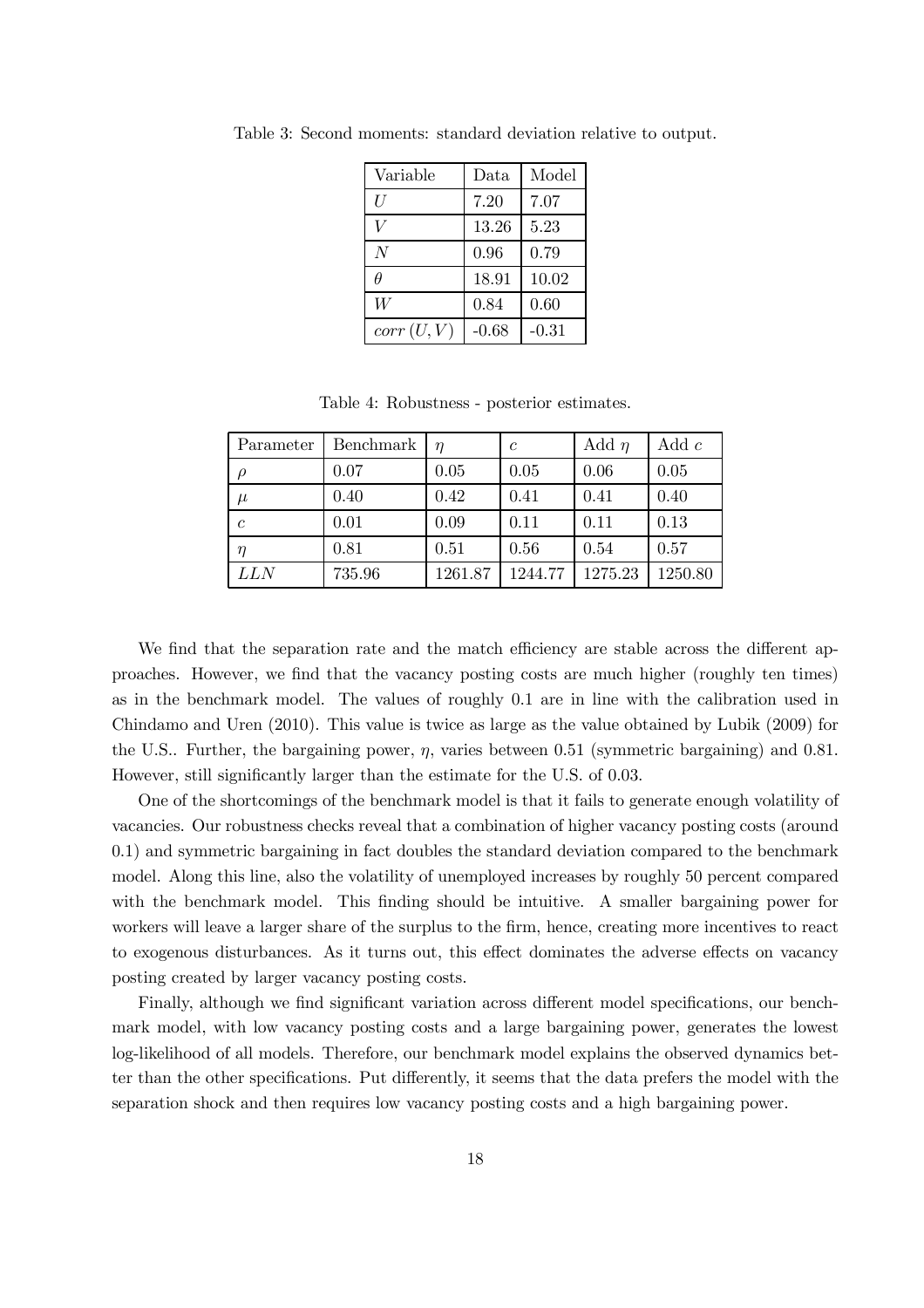Table 3: Second moments: standard deviation relative to output.

| Variable | Data | Model |
| --- | --- | --- |
| $U$ | 7.20 | 7.07 |
| $V$ | 13.26 | 5.23 |
| $N$ | 0.96 | 0.79 |
| $\theta$ | 18.91 | 10.02 |
| $W$ | 0.84 | 0.60 |
| $corr\,(U,V)$ | -0.68 | -0.31 |

Table 4: Robustness - posterior estimates.

| Parameter | Benchmark | $\eta$ | $c$ | Add $\eta$ | Add $c$ |
| --- | --- | --- | --- | --- | --- |
| $\rho$ | 0.07 | 0.05 | 0.05 | 0.06 | 0.05 |
| $\mu$ | 0.40 | 0.42 | 0.41 | 0.41 | 0.40 |
| $c$ | 0.01 | 0.09 | 0.11 | 0.11 | 0.13 |
| $\eta$ | 0.81 | 0.51 | 0.56 | 0.54 | 0.57 |
| $LLN$ | 735.96 | 1261.87 | 1244.77 | 1275.23 | 1250.80 |

We find that the separation rate and the match efficiency are stable across the different approaches. However, we find that the vacancy posting costs are much higher (roughly ten times) as in the benchmark model. The values of roughly 0.1 are in line with the calibration used in Chindamo and Uren (2010). This value is twice as large as the value obtained by Lubik (2009) for the U.S.. Further, the bargaining power, $\eta$, varies between 0.51 (symmetric bargaining) and 0.81. However, still significantly larger than the estimate for the U.S. of 0.03.

One of the shortcomings of the benchmark model is that it fails to generate enough volatility of vacancies. Our robustness checks reveal that a combination of higher vacancy posting costs (around 0.1) and symmetric bargaining in fact doubles the standard deviation compared to the benchmark model. Along this line, also the volatility of unemployed increases by roughly 50 percent compared with the benchmark model. This finding should be intuitive. A smaller bargaining power for workers will leave a larger share of the surplus to the firm, hence, creating more incentives to react to exogenous disturbances. As it turns out, this effect dominates the adverse effects on vacancy posting created by larger vacancy posting costs.

Finally, although we find significant variation across different model specifications, our benchmark model, with low vacancy posting costs and a large bargaining power, generates the lowest log-likelihood of all models. Therefore, our benchmark model explains the observed dynamics better than the other specifications. Put differently, it seems that the data prefers the model with the separation shock and then requires low vacancy posting costs and a high bargaining power.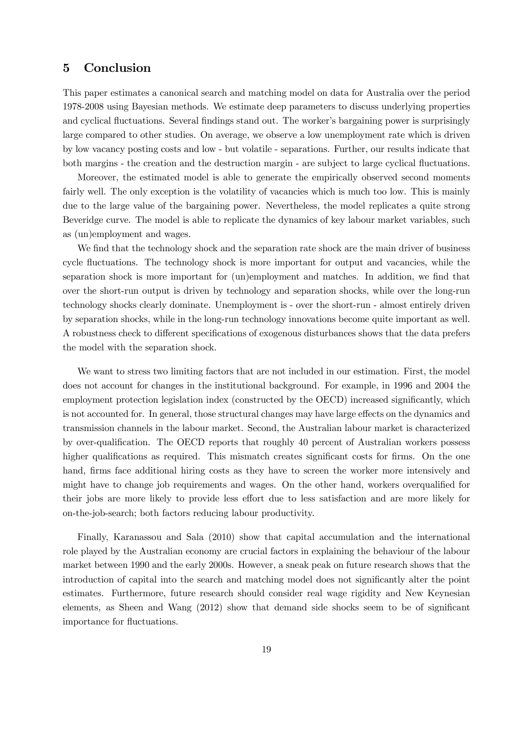## 5 Conclusion

This paper estimates a canonical search and matching model on data for Australia over the period 1978-2008 using Bayesian methods. We estimate deep parameters to discuss underlying properties and cyclical fluctuations. Several findings stand out. The worker's bargaining power is surprisingly large compared to other studies. On average, we observe a low unemployment rate which is driven by low vacancy posting costs and low - but volatile - separations. Further, our results indicate that both margins - the creation and the destruction margin - are subject to large cyclical fluctuations.

Moreover, the estimated model is able to generate the empirically observed second moments fairly well. The only exception is the volatility of vacancies which is much too low. This is mainly due to the large value of the bargaining power. Nevertheless, the model replicates a quite strong Beveridge curve. The model is able to replicate the dynamics of key labour market variables, such as (un)employment and wages.

We find that the technology shock and the separation rate shock are the main driver of business cycle fluctuations. The technology shock is more important for output and vacancies, while the separation shock is more important for (un)employment and matches. In addition, we find that over the short-run output is driven by technology and separation shocks, while over the long-run technology shocks clearly dominate. Unemployment is - over the short-run - almost entirely driven by separation shocks, while in the long-run technology innovations become quite important as well. A robustness check to different specifications of exogenous disturbances shows that the data prefers the model with the separation shock.

We want to stress two limiting factors that are not included in our estimation. First, the model does not account for changes in the institutional background. For example, in 1996 and 2004 the employment protection legislation index (constructed by the OECD) increased significantly, which is not accounted for. In general, those structural changes may have large effects on the dynamics and transmission channels in the labour market. Second, the Australian labour market is characterized by over-qualification. The OECD reports that roughly 40 percent of Australian workers possess higher qualifications as required. This mismatch creates significant costs for firms. On the one hand, firms face additional hiring costs as they have to screen the worker more intensively and might have to change job requirements and wages. On the other hand, workers overqualified for their jobs are more likely to provide less effort due to less satisfaction and are more likely for on-the-job-search; both factors reducing labour productivity.

Finally, Karanassou and Sala (2010) show that capital accumulation and the international role played by the Australian economy are crucial factors in explaining the behaviour of the labour market between 1990 and the early 2000s. However, a sneak peak on future research shows that the introduction of capital into the search and matching model does not significantly alter the point estimates. Furthermore, future research should consider real wage rigidity and New Keynesian elements, as Sheen and Wang (2012) show that demand side shocks seem to be of significant importance for fluctuations.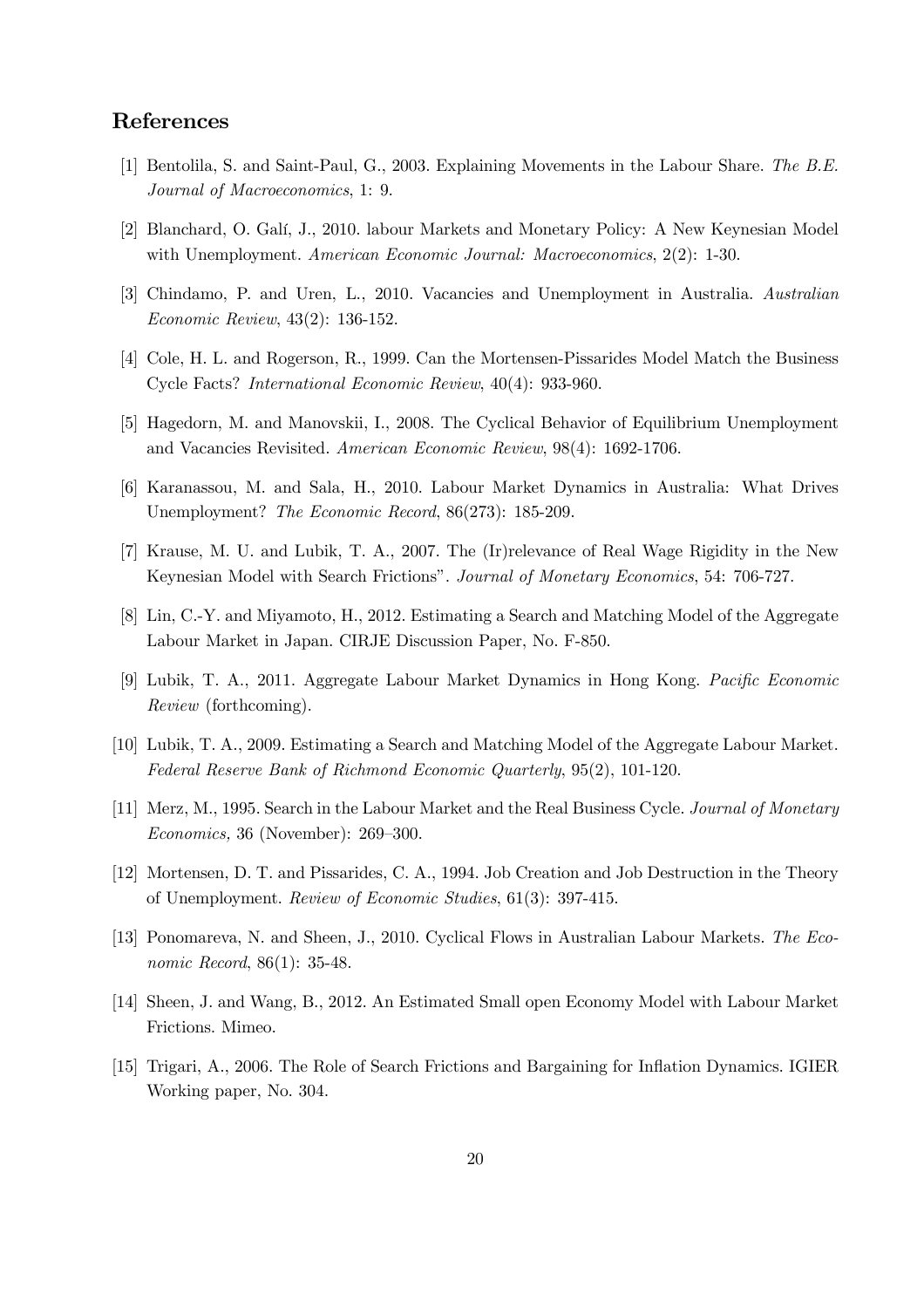# References

[1] Bentolila, S. and Saint-Paul, G., 2003. Explaining Movements in the Labour Share. *The B.E. Journal of Macroeconomics*, 1: 9.

[2] Blanchard, O. Galí, J., 2010. labour Markets and Monetary Policy: A New Keynesian Model with Unemployment. *American Economic Journal: Macroeconomics*, 2(2): 1-30.

[3] Chindamo, P. and Uren, L., 2010. Vacancies and Unemployment in Australia. *Australian Economic Review*, 43(2): 136-152.

[4] Cole, H. L. and Rogerson, R., 1999. Can the Mortensen-Pissarides Model Match the Business Cycle Facts? *International Economic Review*, 40(4): 933-960.

[5] Hagedorn, M. and Manovskii, I., 2008. The Cyclical Behavior of Equilibrium Unemployment and Vacancies Revisited. *American Economic Review*, 98(4): 1692-1706.

[6] Karanassou, M. and Sala, H., 2010. Labour Market Dynamics in Australia: What Drives Unemployment? *The Economic Record*, 86(273): 185-209.

[7] Krause, M. U. and Lubik, T. A., 2007. The (Ir)relevance of Real Wage Rigidity in the New Keynesian Model with Search Frictions". *Journal of Monetary Economics*, 54: 706-727.

[8] Lin, C.-Y. and Miyamoto, H., 2012. Estimating a Search and Matching Model of the Aggregate Labour Market in Japan. CIRJE Discussion Paper, No. F-850.

[9] Lubik, T. A., 2011. Aggregate Labour Market Dynamics in Hong Kong. *Pacific Economic Review* (forthcoming).

[10] Lubik, T. A., 2009. Estimating a Search and Matching Model of the Aggregate Labour Market. *Federal Reserve Bank of Richmond Economic Quarterly*, 95(2), 101-120.

[11] Merz, M., 1995. Search in the Labour Market and the Real Business Cycle. *Journal of Monetary Economics,* 36 (November): 269–300.

[12] Mortensen, D. T. and Pissarides, C. A., 1994. Job Creation and Job Destruction in the Theory of Unemployment. *Review of Economic Studies*, 61(3): 397-415.

[13] Ponomareva, N. and Sheen, J., 2010. Cyclical Flows in Australian Labour Markets. *The Economic Record*, 86(1): 35-48.

[14] Sheen, J. and Wang, B., 2012. An Estimated Small open Economy Model with Labour Market Frictions. Mimeo.

[15] Trigari, A., 2006. The Role of Search Frictions and Bargaining for Inflation Dynamics. IGIER Working paper, No. 304.